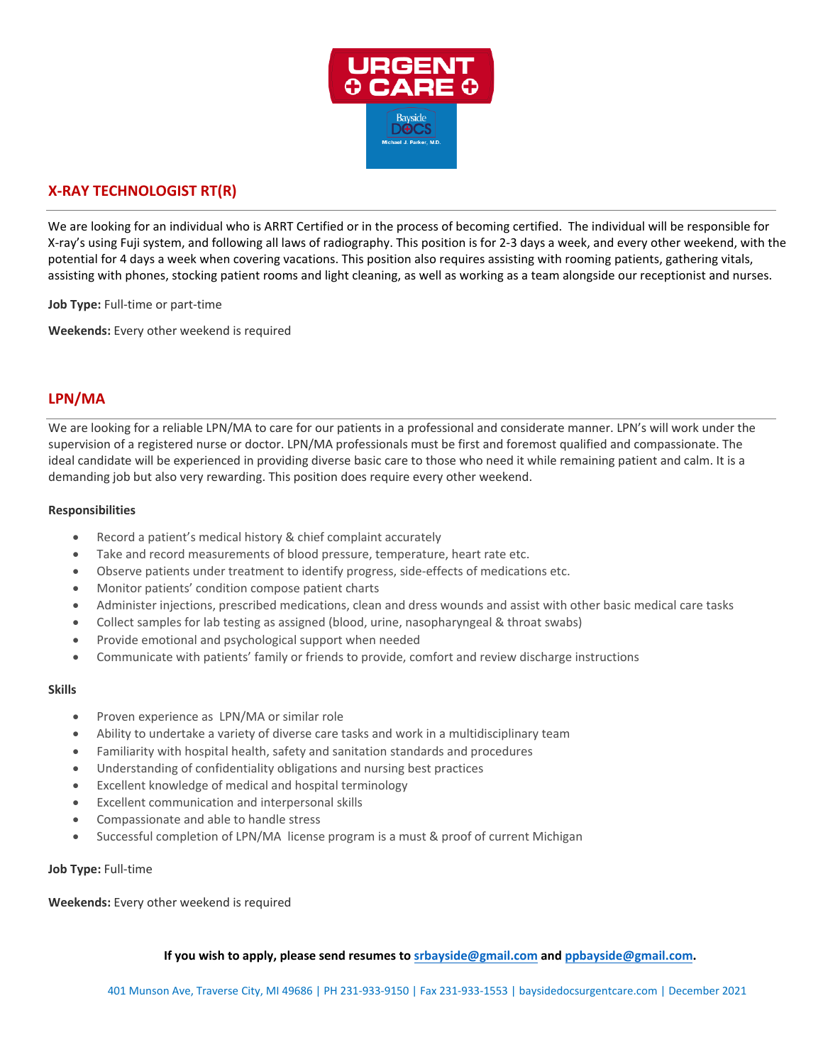URGENT CARE

Bayside DOCS
Michael J. Parker, M.D.

## X-RAY TECHNOLOGIST RT(R)

We are looking for an individual who is ARRT Certified or in the process of becoming certified. The individual will be responsible for X-ray's using Fuji system, and following all laws of radiography. This position is for 2-3 days a week, and every other weekend, with the potential for 4 days a week when covering vacations. This position also requires assisting with rooming patients, gathering vitals, assisting with phones, stocking patient rooms and light cleaning, as well as working as a team alongside our receptionist and nurses.

**Job Type:** Full-time or part-time

**Weekends:** Every other weekend is required

## LPN/MA

We are looking for a reliable LPN/MA to care for our patients in a professional and considerate manner. LPN's will work under the supervision of a registered nurse or doctor. LPN/MA professionals must be first and foremost qualified and compassionate. The ideal candidate will be experienced in providing diverse basic care to those who need it while remaining patient and calm. It is a demanding job but also very rewarding. This position does require every other weekend.

**Responsibilities**

- Record a patient's medical history & chief complaint accurately
- Take and record measurements of blood pressure, temperature, heart rate etc.
- Observe patients under treatment to identify progress, side-effects of medications etc.
- Monitor patients' condition compose patient charts
- Administer injections, prescribed medications, clean and dress wounds and assist with other basic medical care tasks
- Collect samples for lab testing as assigned (blood, urine, nasopharyngeal & throat swabs)
- Provide emotional and psychological support when needed
- Communicate with patients' family or friends to provide, comfort and review discharge instructions

**Skills**

- Proven experience as LPN/MA or similar role
- Ability to undertake a variety of diverse care tasks and work in a multidisciplinary team
- Familiarity with hospital health, safety and sanitation standards and procedures
- Understanding of confidentiality obligations and nursing best practices
- Excellent knowledge of medical and hospital terminology
- Excellent communication and interpersonal skills
- Compassionate and able to handle stress
- Successful completion of LPN/MA license program is a must & proof of current Michigan

**Job Type:** Full-time

**Weekends:** Every other weekend is required

**If you wish to apply, please send resumes to srbayside@gmail.com and ppbayside@gmail.com.**

401 Munson Ave, Traverse City, MI 49686 | PH 231-933-9150 | Fax 231-933-1553 | baysidedocsurgentcare.com | December 2021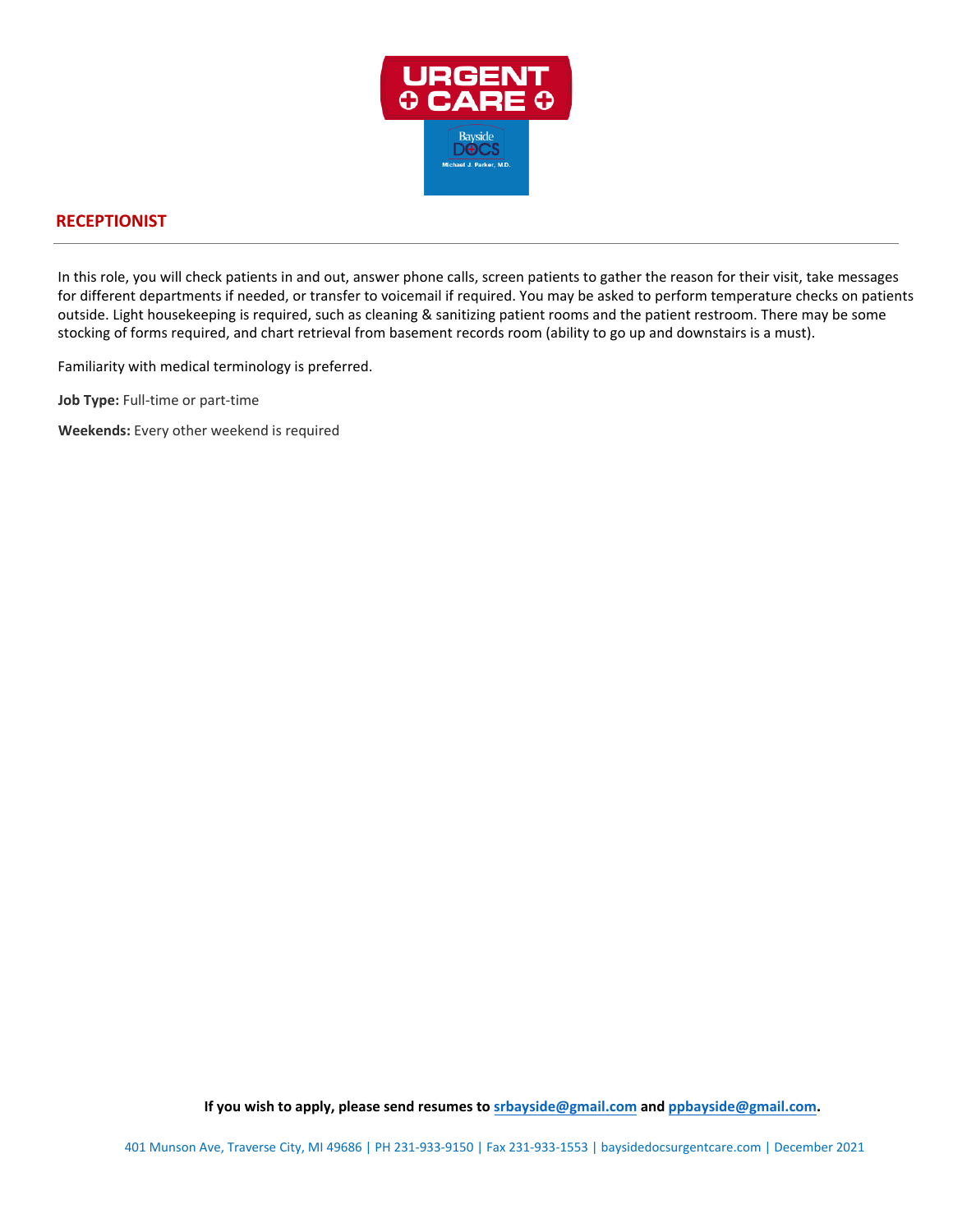## RECEPTIONIST

In this role, you will check patients in and out, answer phone calls, screen patients to gather the reason for their visit, take messages for different departments if needed, or transfer to voicemail if required. You may be asked to perform temperature checks on patients outside. Light housekeeping is required, such as cleaning & sanitizing patient rooms and the patient restroom. There may be some stocking of forms required, and chart retrieval from basement records room (ability to go up and downstairs is a must).

Familiarity with medical terminology is preferred.

**Job Type:** Full-time or part-time

**Weekends:** Every other weekend is required

**If you wish to apply, please send resumes to srbayside@gmail.com and ppbayside@gmail.com.**

401 Munson Ave, Traverse City, MI 49686 | PH 231-933-9150 | Fax 231-933-1553 | baysidedocsurgentcare.com | December 2021